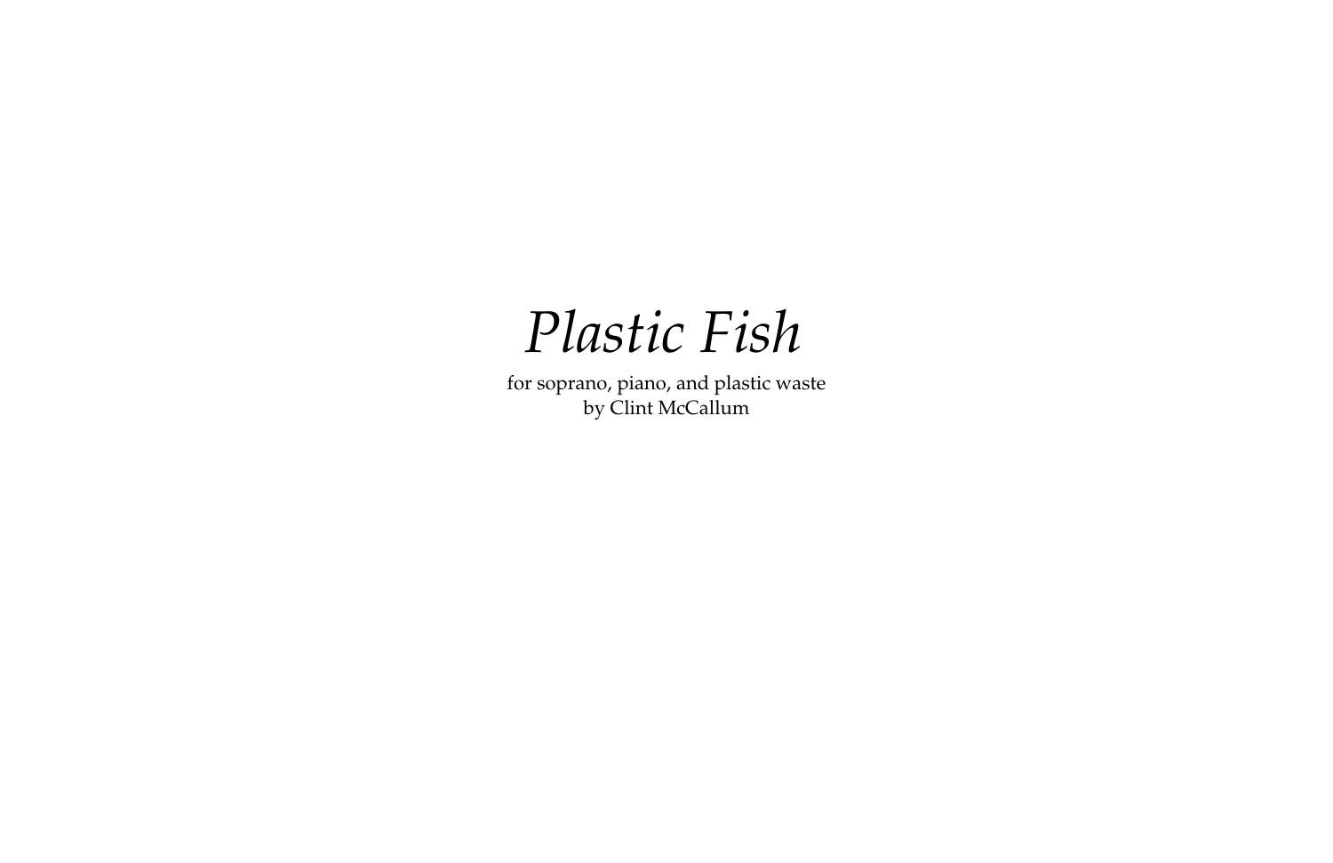# *Plastic Fish*

for soprano, piano, and plastic waste
by Clint McCallum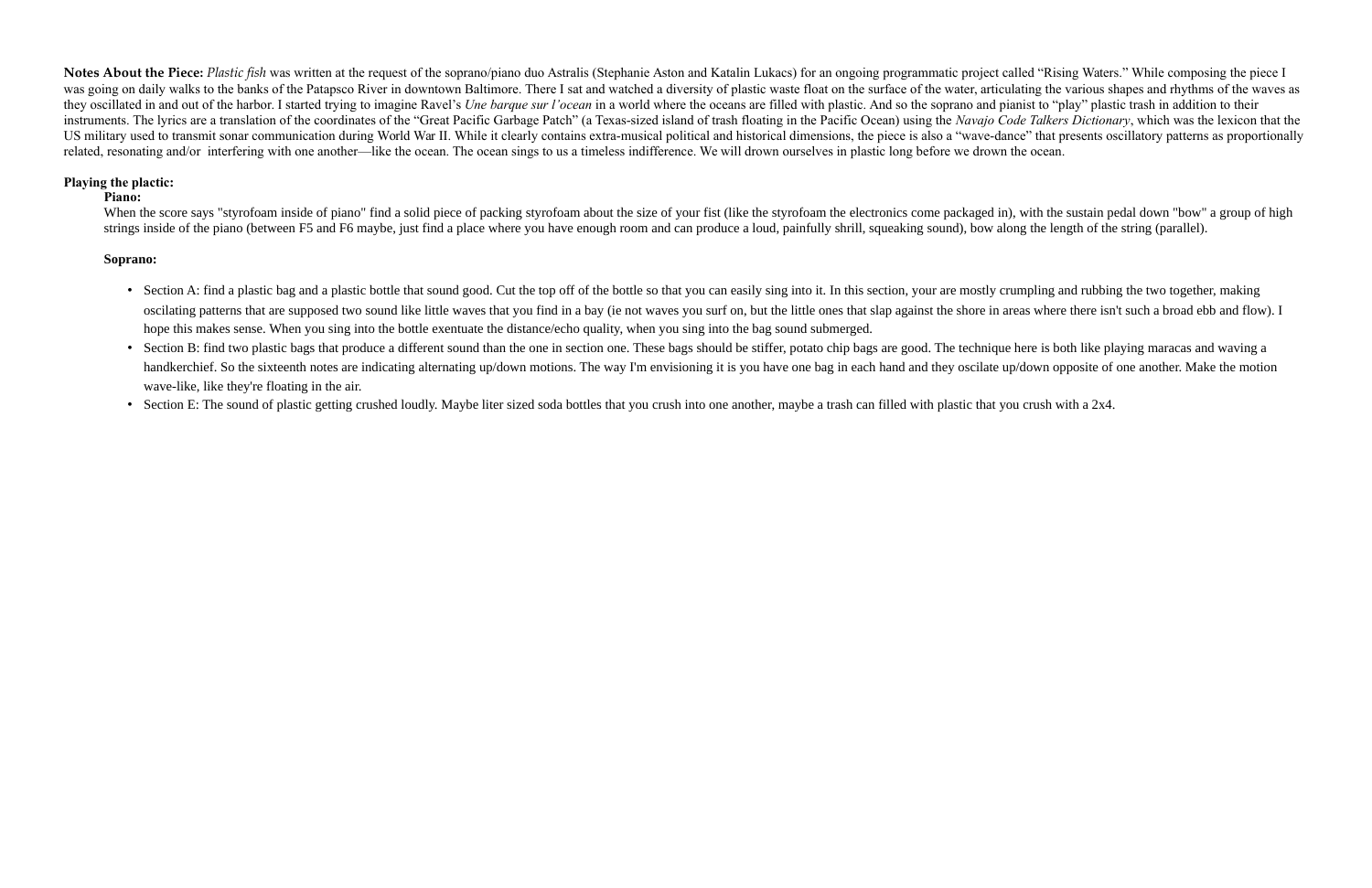**Notes About the Piece:** *Plastic fish* was written at the request of the soprano/piano duo Astralis (Stephanie Aston and Katalin Lukacs) for an ongoing programmatic project called "Rising Waters." While composing the piece I was going on daily walks to the banks of the Patapsco River in downtown Baltimore. There I sat and watched a diversity of plastic waste float on the surface of the water, articulating the various shapes and rhythms of the waves as they oscillated in and out of the harbor. I started trying to imagine Ravel's *Une barque sur l'ocean* in a world where the oceans are filled with plastic. And so the soprano and pianist to "play" plastic trash in addition to their instruments. The lyrics are a translation of the coordinates of the "Great Pacific Garbage Patch" (a Texas-sized island of trash floating in the Pacific Ocean) using the *Navajo Code Talkers Dictionary*, which was the lexicon that the US military used to transmit sonar communication during World War II. While it clearly contains extra-musical political and historical dimensions, the piece is also a "wave-dance" that presents oscillatory patterns as proportionally related, resonating and/or interfering with one another—like the ocean. The ocean sings to us a timeless indifference. We will drown ourselves in plastic long before we drown the ocean.

**Playing the plactic:**

**Piano:**

When the score says "styrofoam inside of piano" find a solid piece of packing styrofoam about the size of your fist (like the styrofoam the electronics come packaged in), with the sustain pedal down "bow" a group of high strings inside of the piano (between F5 and F6 maybe, just find a place where you have enough room and can produce a loud, painfully shrill, squeaking sound), bow along the length of the string (parallel).

**Soprano:**

- Section A: find a plastic bag and a plastic bottle that sound good. Cut the top off of the bottle so that you can easily sing into it. In this section, your are mostly crumpling and rubbing the two together, making oscilating patterns that are supposed two sound like little waves that you find in a bay (ie not waves you surf on, but the little ones that slap against the shore in areas where there isn't such a broad ebb and flow). I hope this makes sense. When you sing into the bottle exentuate the distance/echo quality, when you sing into the bag sound submerged.
- Section B: find two plastic bags that produce a different sound than the one in section one. These bags should be stiffer, potato chip bags are good. The technique here is both like playing maracas and waving a handkerchief. So the sixteenth notes are indicating alternating up/down motions. The way I'm envisioning it is you have one bag in each hand and they oscilate up/down opposite of one another. Make the motion wave-like, like they're floating in the air.
- Section E: The sound of plastic getting crushed loudly. Maybe liter sized soda bottles that you crush into one another, maybe a trash can filled with plastic that you crush with a 2x4.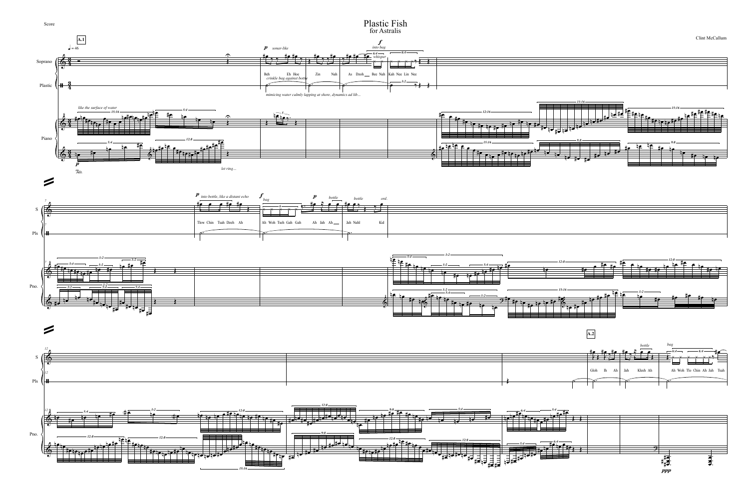Score

# Plastic Fish

for Astralis

Clint McCallum

**A.1**

♩ = 46

Soprano

Plastic

Piano

*like the surface of water*

*p*

*let ring...*

*p* *sonar-like*

Beh Eh Hoe Zin Nah As Dzoh Bee Nah Kah Nee Lin Nee

*crinkle bag against bottle*

*mimicing water calmly lapping at shore, dynamics ad lib...*

*f* *into bag*

*whisper*

S

Pls

Pno.

*p* *into bottle, like a distant echo*

Tlow Chin Tsah Dzeh Ah

*f* *bag*

Ab Woh Tseh Gah Gah

*p* Ah Jah Ah

*bottle* *bottle* *ord.*

Jah Nahl Kid

**A.2**

Gloh Ih Ah Jah Klesh Ah

*bottle* *bag*

Ah Woh Tlo Chin Ah Jah Tsah

*ppp*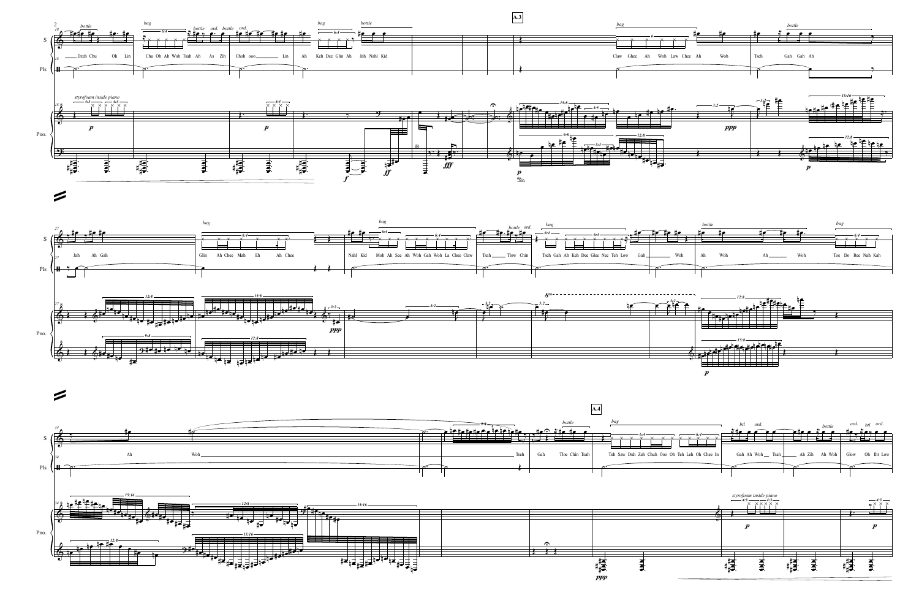**A.3**

Dzeh Chu Oh Lin Chu Oh Ah Woh Tsah Ah As Zih Choh ooo Lin Ah Keh Dee Glin Ah Jah Nahl Kid

Claw Ghee Ah Woh Law Chee Ah Woh Tseh Gah Gah Ah

Jah Ah Gah Glin Ah Chee Mah Eh Ah Chee Nahl Kid Moh Ah See Ah Woh Gah Woh La Chee Claw Tsah Tlow Chin Tseh Gah Ah Keh Dee Glee Nee Teh Low Gah Woh Ah Woh Ah Woh Toe Do Bee Nah Kah

Ah Woh Tseh Gah Tloe Chin Tsah

**A.4**

Teh Saw Duh Zeh Chuh Ooo Oh Teh Leh Oh Chee In Gah Ah Woh Tsah Ah Zih Ah Woh Glow Oh Iht Low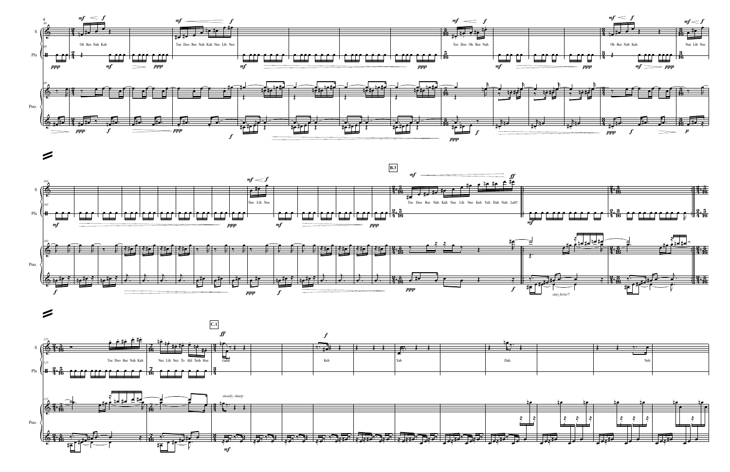**B.3**

Oh Bee Nah Kah

Toe Doo Bee Nah Kah Nee Lih Nee

Toe Doo Oh Bee Nah

Oh Bee Nah Kah

Nee Lih Nee

Nee Lih Nee

Toe Doo Bee Nah Kah Nee Lih Nee Keh Yah Dah Nah Leh!!

*stay forte!!*

**C.1**

Toe Doo Bee Nah Kah

Nee Lih Nee To Ahl Tesh Hoe

Gahn

*steady, sharp*

Keh

Yah

Dah

Nah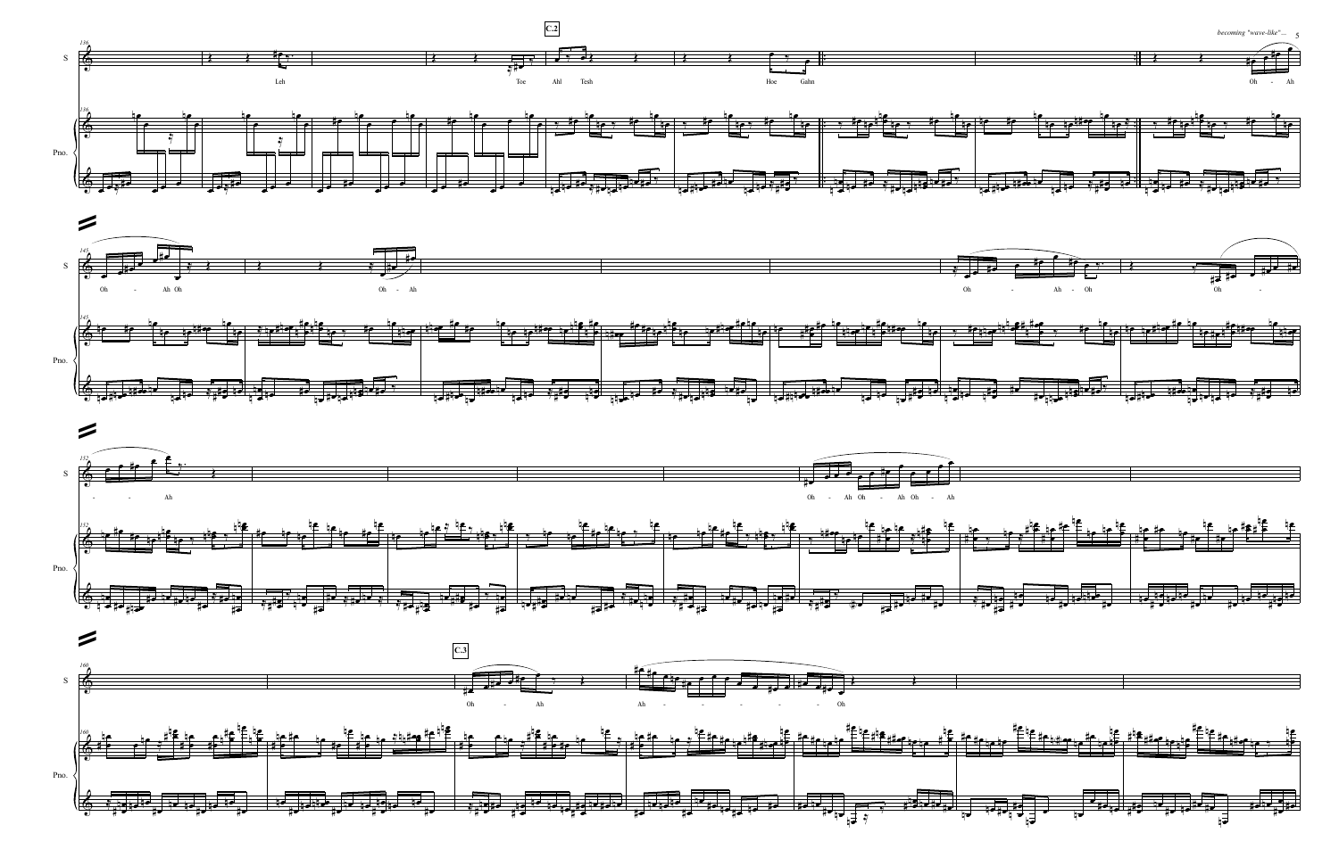*becoming "wave-like"...*

136

S

Leh

**C.2**

Toe Ahl Tesh

Hoe Gahn

Oh - Ah

Pno.

145

S

Oh - Ah Oh

Oh - Ah

Oh - Ah - Oh

Oh -

Pno.

152

S

- - Ah

Oh - Ah Oh - Ah Oh - Ah

Pno.

160

S

**C.3**

Oh - Ah

Ah - - - - - - Oh

Pno.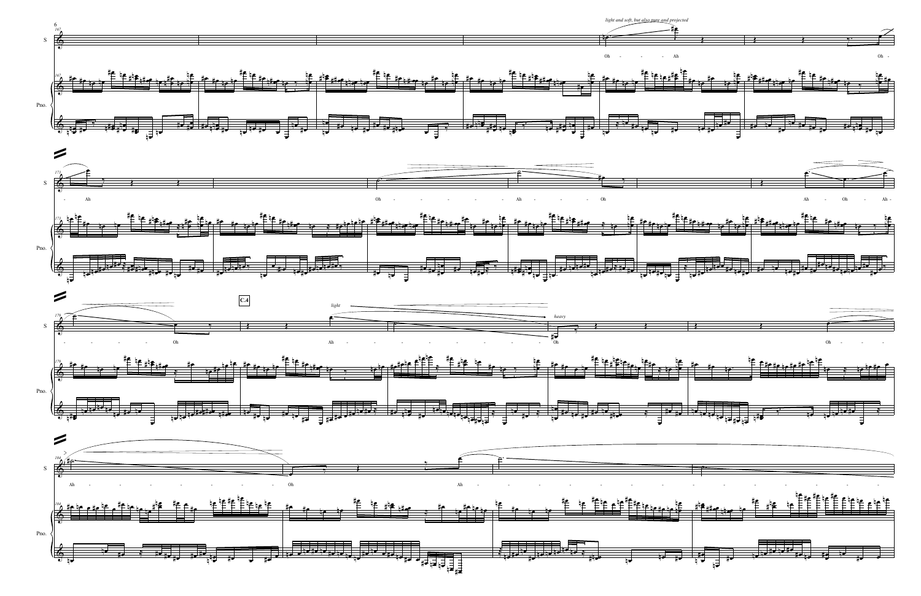light and soft, but also pure and projected

Oh - - - - Ah

Oh - - Ah

Oh - - - - - - Ah - - - - Oh

Ah - Oh - Ah - - - - - Oh

C.4

light

heavy

Ah - - - - - - - - - - Oh

Oh - - -

Ah - - - - - - - - - Oh

Ah - - - - - - - - - - - - - - - - - -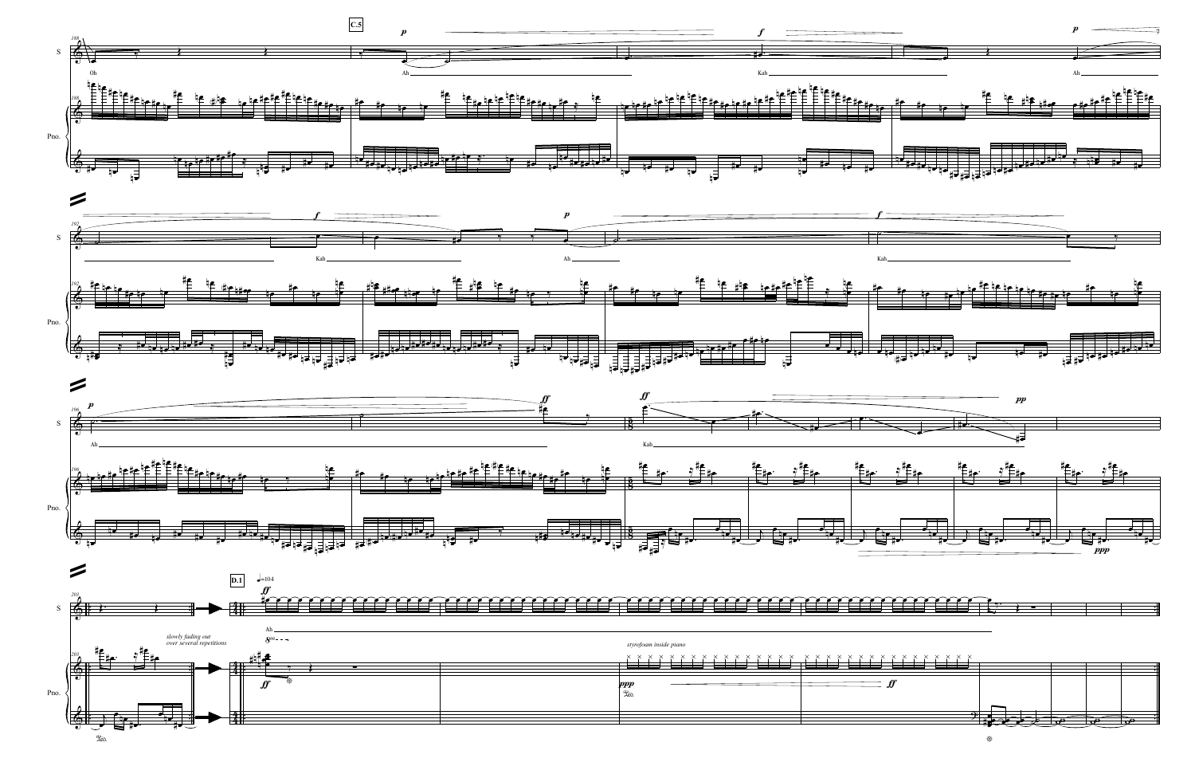C.5

Oh

Ah

Kah

Ah

Kah

Ah

Kah

Ah

Kah

D.1

♩=104

Ah

slowly fading out over several repetitions

styrofoam inside piano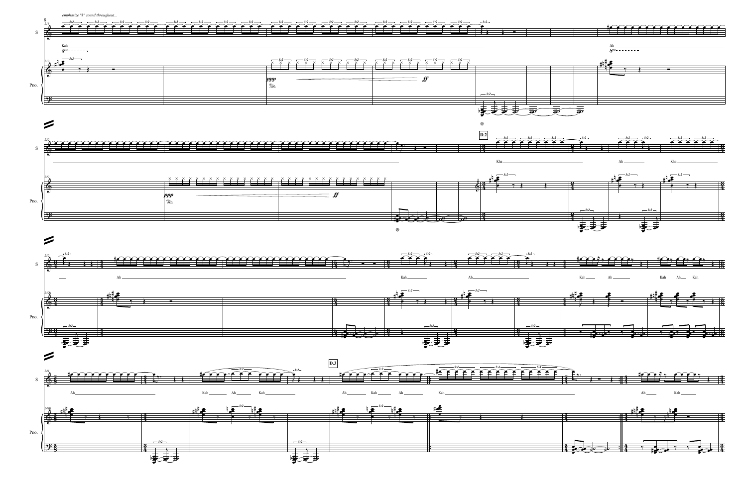*emphasize "k" sound throughout...*

Kah

Ah

**D.2**

Kha

Ah

Kha

Ah

Kah

Ah

Kah Ah

Kah Ah Kah

Ah

Kah Ah Kah

**D.3**

Ah Kah Ah

Kah

Ah Kah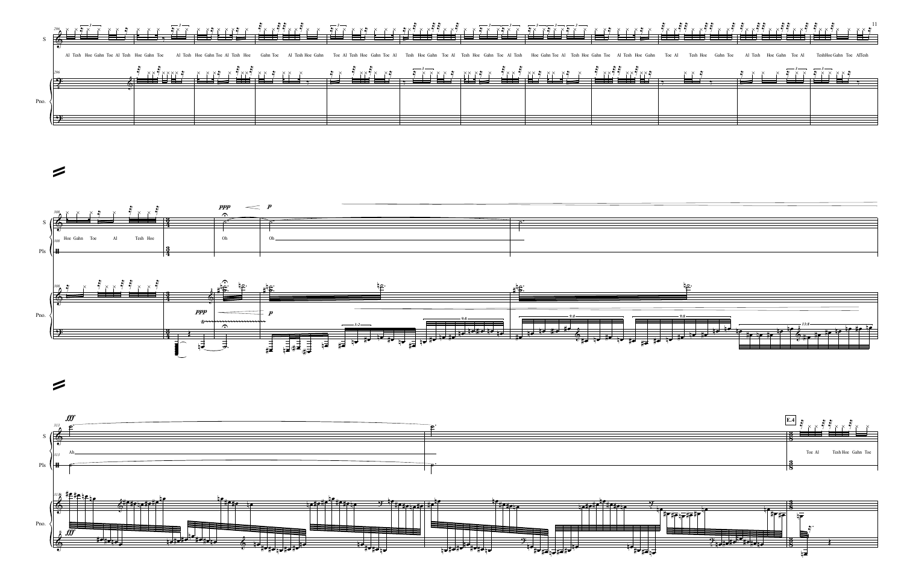Al Tesh Hoe Gahn Toe Al Tesh Hoe Gahn Toe Al Tesh Hoe Gahn Toe Al Tesh Hoe Gahn Toe Al Tesh Hoe Gahn Toe Al Tesh Hoe Gahn Toe Al Tesh Hoe Gahn Toe Al Tesh Hoe Gahn Toe Al Tesh Hoe Gahn Toe Al Tesh Hoe Gahn Toe Al Tesh Hoe Gahn Toe Al Tesh Hoe Gahn Toe Al Tesh Hoe Gahn Toe Al Tesh Hoe Gahn Toe Al Tesh

Hoe Gahn Toe Al Tesh Hoe

Oh Oh

Ah

E.4

Toe Al Tesh Hoe Gahn Toe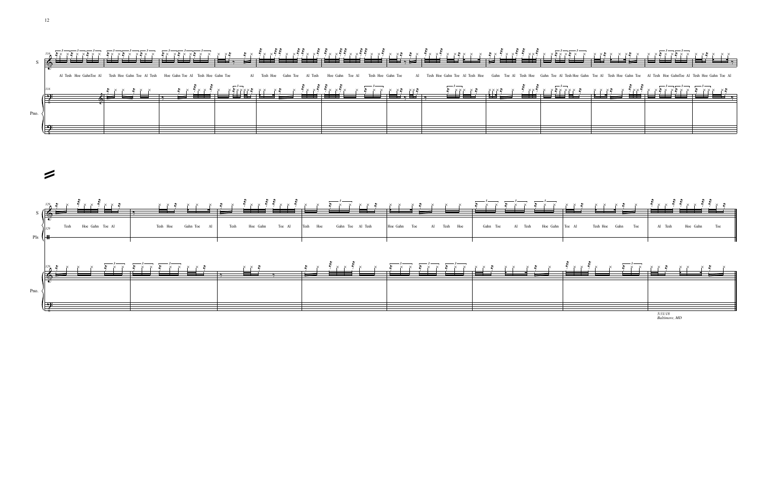*5/31/18*
*Baltimore, MD*